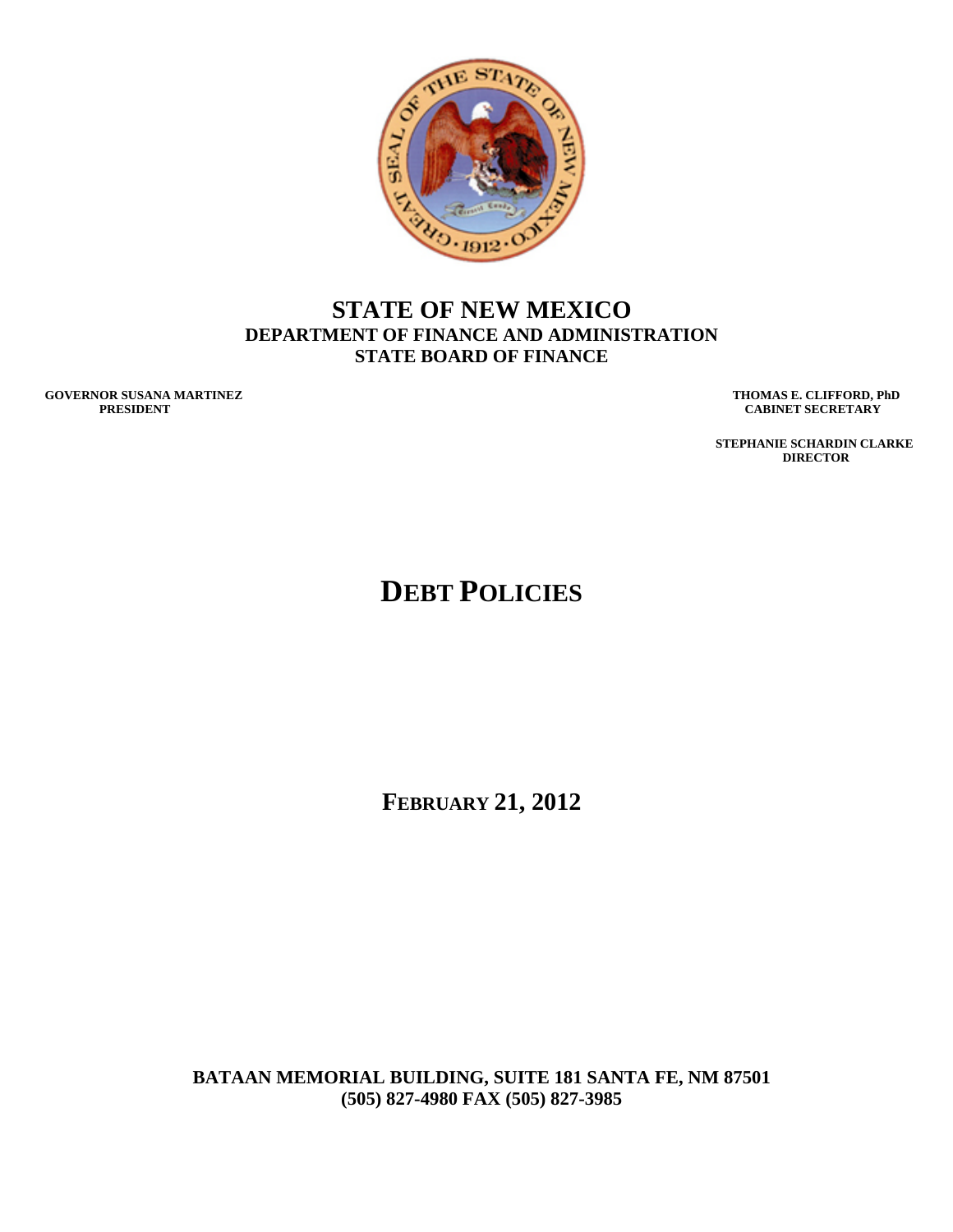# STATE OF NEW MEXICO

## DEPARTMENT OF FINANCE AND ADMINISTRATION

## STATE BOARD OF FINANCE

**GOVERNOR SUSANA MARTINEZ**
**PRESIDENT**

**THOMAS E. CLIFFORD, PhD**
**CABINET SECRETARY**

**STEPHANIE SCHARDIN CLARKE**
**DIRECTOR**

# DEBT POLICIES

**FEBRUARY 21, 2012**

**BATAAN MEMORIAL BUILDING, SUITE 181 SANTA FE, NM 87501**
**(505) 827-4980 FAX (505) 827-3985**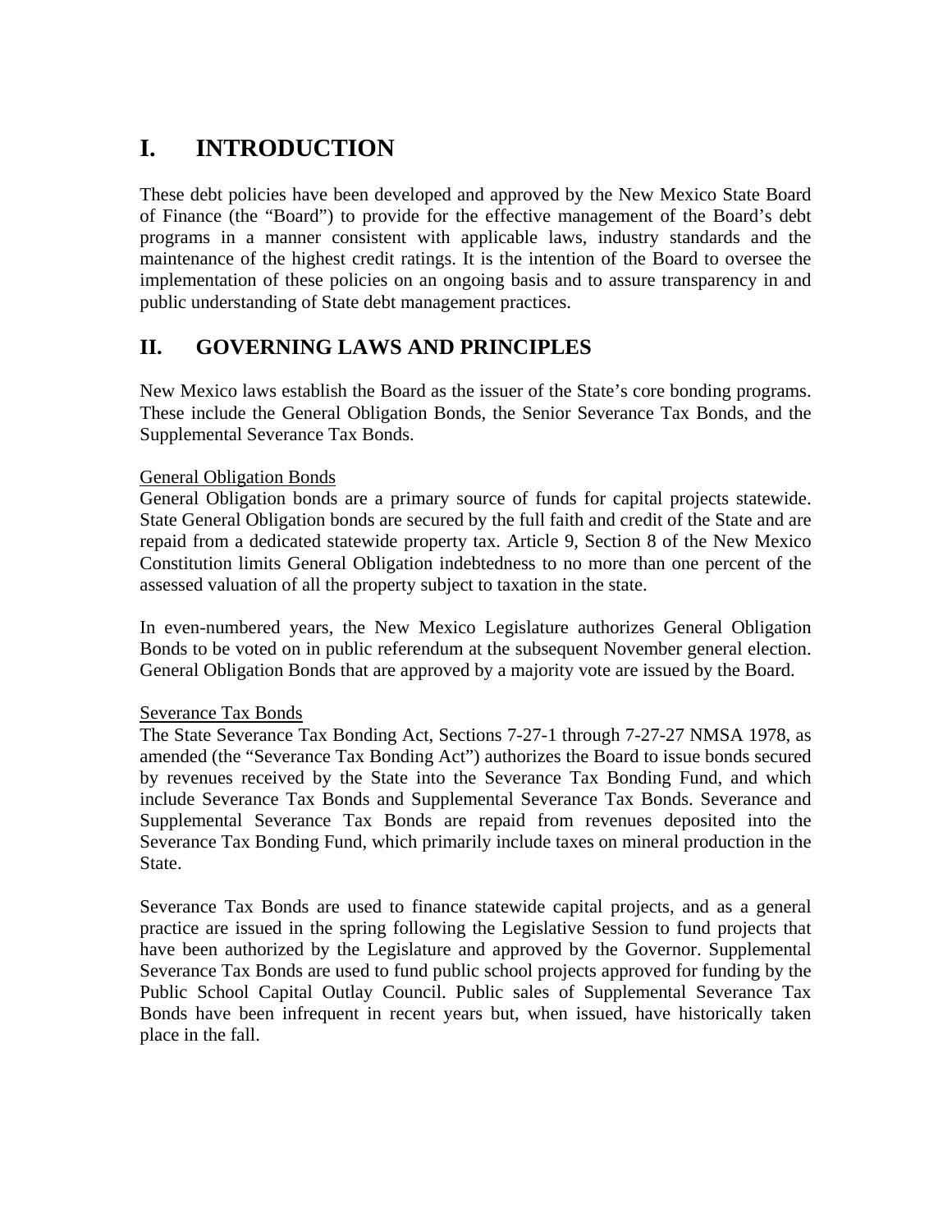# I. INTRODUCTION

These debt policies have been developed and approved by the New Mexico State Board of Finance (the "Board") to provide for the effective management of the Board's debt programs in a manner consistent with applicable laws, industry standards and the maintenance of the highest credit ratings. It is the intention of the Board to oversee the implementation of these policies on an ongoing basis and to assure transparency in and public understanding of State debt management practices.

# II. GOVERNING LAWS AND PRINCIPLES

New Mexico laws establish the Board as the issuer of the State's core bonding programs. These include the General Obligation Bonds, the Senior Severance Tax Bonds, and the Supplemental Severance Tax Bonds.

<u>General Obligation Bonds</u>

General Obligation bonds are a primary source of funds for capital projects statewide. State General Obligation bonds are secured by the full faith and credit of the State and are repaid from a dedicated statewide property tax. Article 9, Section 8 of the New Mexico Constitution limits General Obligation indebtedness to no more than one percent of the assessed valuation of all the property subject to taxation in the state.

In even-numbered years, the New Mexico Legislature authorizes General Obligation Bonds to be voted on in public referendum at the subsequent November general election. General Obligation Bonds that are approved by a majority vote are issued by the Board.

<u>Severance Tax Bonds</u>

The State Severance Tax Bonding Act, Sections 7-27-1 through 7-27-27 NMSA 1978, as amended (the "Severance Tax Bonding Act") authorizes the Board to issue bonds secured by revenues received by the State into the Severance Tax Bonding Fund, and which include Severance Tax Bonds and Supplemental Severance Tax Bonds. Severance and Supplemental Severance Tax Bonds are repaid from revenues deposited into the Severance Tax Bonding Fund, which primarily include taxes on mineral production in the State.

Severance Tax Bonds are used to finance statewide capital projects, and as a general practice are issued in the spring following the Legislative Session to fund projects that have been authorized by the Legislature and approved by the Governor. Supplemental Severance Tax Bonds are used to fund public school projects approved for funding by the Public School Capital Outlay Council. Public sales of Supplemental Severance Tax Bonds have been infrequent in recent years but, when issued, have historically taken place in the fall.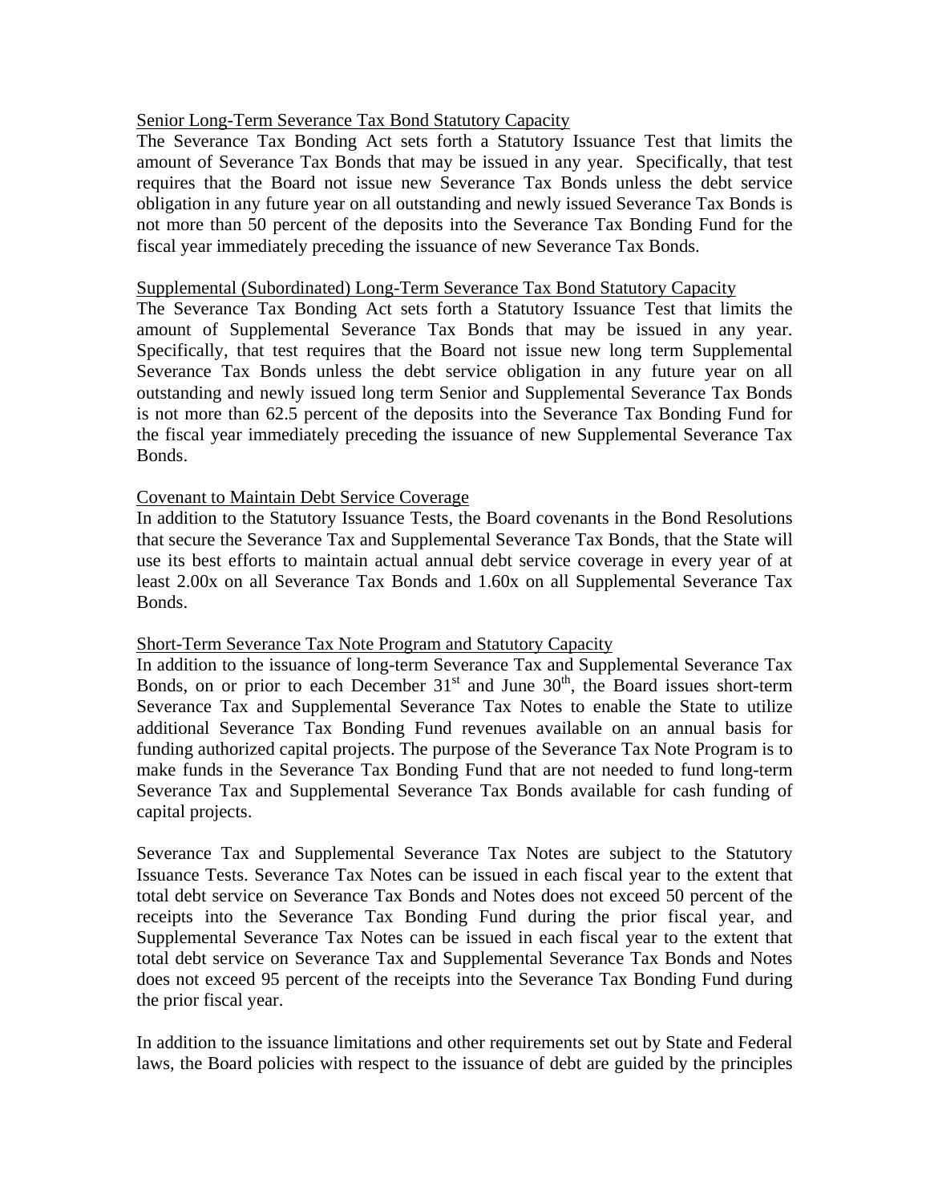Senior Long-Term Severance Tax Bond Statutory Capacity

The Severance Tax Bonding Act sets forth a Statutory Issuance Test that limits the amount of Severance Tax Bonds that may be issued in any year. Specifically, that test requires that the Board not issue new Severance Tax Bonds unless the debt service obligation in any future year on all outstanding and newly issued Severance Tax Bonds is not more than 50 percent of the deposits into the Severance Tax Bonding Fund for the fiscal year immediately preceding the issuance of new Severance Tax Bonds.

Supplemental (Subordinated) Long-Term Severance Tax Bond Statutory Capacity

The Severance Tax Bonding Act sets forth a Statutory Issuance Test that limits the amount of Supplemental Severance Tax Bonds that may be issued in any year. Specifically, that test requires that the Board not issue new long term Supplemental Severance Tax Bonds unless the debt service obligation in any future year on all outstanding and newly issued long term Senior and Supplemental Severance Tax Bonds is not more than 62.5 percent of the deposits into the Severance Tax Bonding Fund for the fiscal year immediately preceding the issuance of new Supplemental Severance Tax Bonds.

Covenant to Maintain Debt Service Coverage

In addition to the Statutory Issuance Tests, the Board covenants in the Bond Resolutions that secure the Severance Tax and Supplemental Severance Tax Bonds, that the State will use its best efforts to maintain actual annual debt service coverage in every year of at least 2.00x on all Severance Tax Bonds and 1.60x on all Supplemental Severance Tax Bonds.

Short-Term Severance Tax Note Program and Statutory Capacity

In addition to the issuance of long-term Severance Tax and Supplemental Severance Tax Bonds, on or prior to each December 31st and June 30th, the Board issues short-term Severance Tax and Supplemental Severance Tax Notes to enable the State to utilize additional Severance Tax Bonding Fund revenues available on an annual basis for funding authorized capital projects. The purpose of the Severance Tax Note Program is to make funds in the Severance Tax Bonding Fund that are not needed to fund long-term Severance Tax and Supplemental Severance Tax Bonds available for cash funding of capital projects.

Severance Tax and Supplemental Severance Tax Notes are subject to the Statutory Issuance Tests. Severance Tax Notes can be issued in each fiscal year to the extent that total debt service on Severance Tax Bonds and Notes does not exceed 50 percent of the receipts into the Severance Tax Bonding Fund during the prior fiscal year, and Supplemental Severance Tax Notes can be issued in each fiscal year to the extent that total debt service on Severance Tax and Supplemental Severance Tax Bonds and Notes does not exceed 95 percent of the receipts into the Severance Tax Bonding Fund during the prior fiscal year.

In addition to the issuance limitations and other requirements set out by State and Federal laws, the Board policies with respect to the issuance of debt are guided by the principles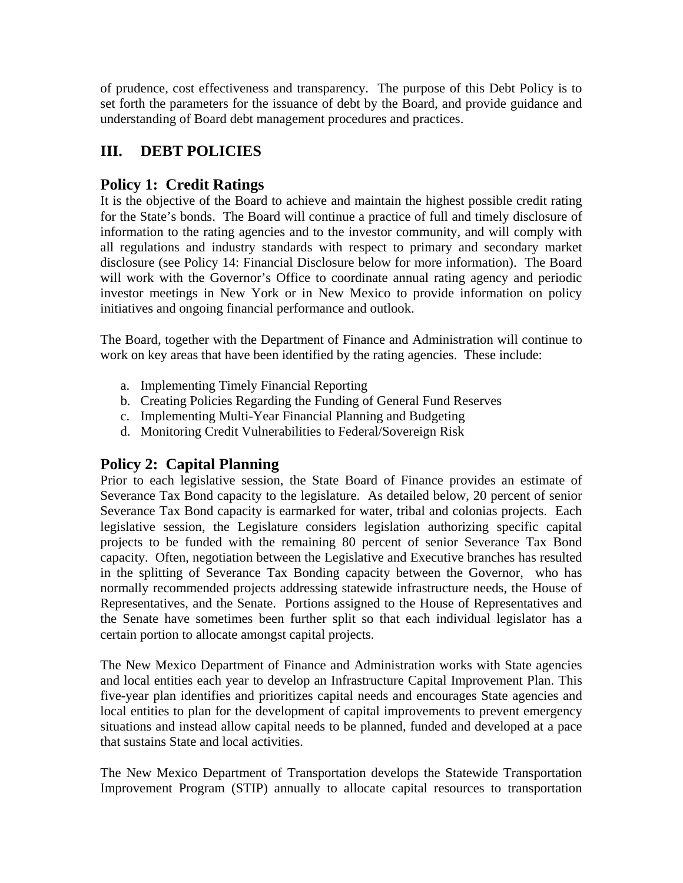of prudence, cost effectiveness and transparency. The purpose of this Debt Policy is to set forth the parameters for the issuance of debt by the Board, and provide guidance and understanding of Board debt management procedures and practices.

## III. DEBT POLICIES

### Policy 1: Credit Ratings

It is the objective of the Board to achieve and maintain the highest possible credit rating for the State's bonds. The Board will continue a practice of full and timely disclosure of information to the rating agencies and to the investor community, and will comply with all regulations and industry standards with respect to primary and secondary market disclosure (see Policy 14: Financial Disclosure below for more information). The Board will work with the Governor's Office to coordinate annual rating agency and periodic investor meetings in New York or in New Mexico to provide information on policy initiatives and ongoing financial performance and outlook.

The Board, together with the Department of Finance and Administration will continue to work on key areas that have been identified by the rating agencies. These include:

a. Implementing Timely Financial Reporting
b. Creating Policies Regarding the Funding of General Fund Reserves
c. Implementing Multi-Year Financial Planning and Budgeting
d. Monitoring Credit Vulnerabilities to Federal/Sovereign Risk

### Policy 2: Capital Planning

Prior to each legislative session, the State Board of Finance provides an estimate of Severance Tax Bond capacity to the legislature. As detailed below, 20 percent of senior Severance Tax Bond capacity is earmarked for water, tribal and colonias projects. Each legislative session, the Legislature considers legislation authorizing specific capital projects to be funded with the remaining 80 percent of senior Severance Tax Bond capacity. Often, negotiation between the Legislative and Executive branches has resulted in the splitting of Severance Tax Bonding capacity between the Governor, who has normally recommended projects addressing statewide infrastructure needs, the House of Representatives, and the Senate. Portions assigned to the House of Representatives and the Senate have sometimes been further split so that each individual legislator has a certain portion to allocate amongst capital projects.

The New Mexico Department of Finance and Administration works with State agencies and local entities each year to develop an Infrastructure Capital Improvement Plan. This five-year plan identifies and prioritizes capital needs and encourages State agencies and local entities to plan for the development of capital improvements to prevent emergency situations and instead allow capital needs to be planned, funded and developed at a pace that sustains State and local activities.

The New Mexico Department of Transportation develops the Statewide Transportation Improvement Program (STIP) annually to allocate capital resources to transportation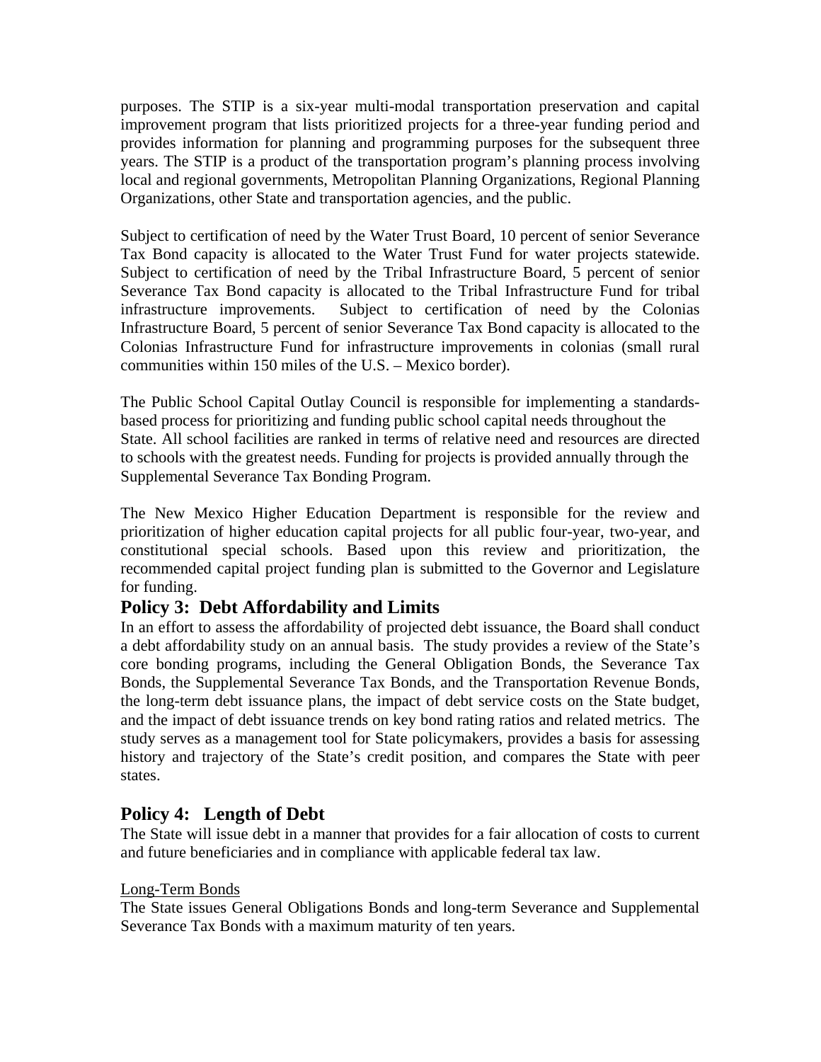purposes. The STIP is a six-year multi-modal transportation preservation and capital improvement program that lists prioritized projects for a three-year funding period and provides information for planning and programming purposes for the subsequent three years. The STIP is a product of the transportation program's planning process involving local and regional governments, Metropolitan Planning Organizations, Regional Planning Organizations, other State and transportation agencies, and the public.

Subject to certification of need by the Water Trust Board, 10 percent of senior Severance Tax Bond capacity is allocated to the Water Trust Fund for water projects statewide. Subject to certification of need by the Tribal Infrastructure Board, 5 percent of senior Severance Tax Bond capacity is allocated to the Tribal Infrastructure Fund for tribal infrastructure improvements. Subject to certification of need by the Colonias Infrastructure Board, 5 percent of senior Severance Tax Bond capacity is allocated to the Colonias Infrastructure Fund for infrastructure improvements in colonias (small rural communities within 150 miles of the U.S. – Mexico border).

The Public School Capital Outlay Council is responsible for implementing a standards-based process for prioritizing and funding public school capital needs throughout the State. All school facilities are ranked in terms of relative need and resources are directed to schools with the greatest needs. Funding for projects is provided annually through the Supplemental Severance Tax Bonding Program.

The New Mexico Higher Education Department is responsible for the review and prioritization of higher education capital projects for all public four-year, two-year, and constitutional special schools. Based upon this review and prioritization, the recommended capital project funding plan is submitted to the Governor and Legislature for funding.

## Policy 3: Debt Affordability and Limits

In an effort to assess the affordability of projected debt issuance, the Board shall conduct a debt affordability study on an annual basis. The study provides a review of the State's core bonding programs, including the General Obligation Bonds, the Severance Tax Bonds, the Supplemental Severance Tax Bonds, and the Transportation Revenue Bonds, the long-term debt issuance plans, the impact of debt service costs on the State budget, and the impact of debt issuance trends on key bond rating ratios and related metrics. The study serves as a management tool for State policymakers, provides a basis for assessing history and trajectory of the State's credit position, and compares the State with peer states.

## Policy 4: Length of Debt

The State will issue debt in a manner that provides for a fair allocation of costs to current and future beneficiaries and in compliance with applicable federal tax law.

Long-Term Bonds

The State issues General Obligations Bonds and long-term Severance and Supplemental Severance Tax Bonds with a maximum maturity of ten years.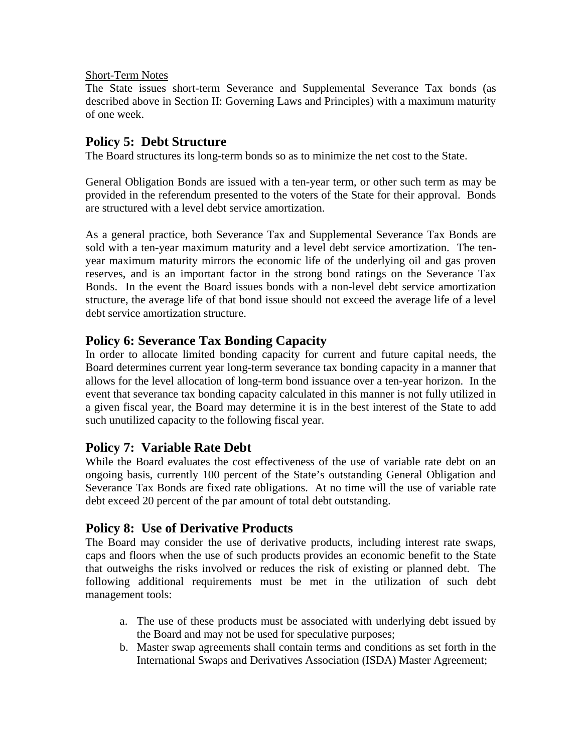Short-Term Notes

The State issues short-term Severance and Supplemental Severance Tax bonds (as described above in Section II: Governing Laws and Principles) with a maximum maturity of one week.

## Policy 5: Debt Structure

The Board structures its long-term bonds so as to minimize the net cost to the State.

General Obligation Bonds are issued with a ten-year term, or other such term as may be provided in the referendum presented to the voters of the State for their approval. Bonds are structured with a level debt service amortization.

As a general practice, both Severance Tax and Supplemental Severance Tax Bonds are sold with a ten-year maximum maturity and a level debt service amortization. The ten-year maximum maturity mirrors the economic life of the underlying oil and gas proven reserves, and is an important factor in the strong bond ratings on the Severance Tax Bonds. In the event the Board issues bonds with a non-level debt service amortization structure, the average life of that bond issue should not exceed the average life of a level debt service amortization structure.

## Policy 6: Severance Tax Bonding Capacity

In order to allocate limited bonding capacity for current and future capital needs, the Board determines current year long-term severance tax bonding capacity in a manner that allows for the level allocation of long-term bond issuance over a ten-year horizon. In the event that severance tax bonding capacity calculated in this manner is not fully utilized in a given fiscal year, the Board may determine it is in the best interest of the State to add such unutilized capacity to the following fiscal year.

## Policy 7: Variable Rate Debt

While the Board evaluates the cost effectiveness of the use of variable rate debt on an ongoing basis, currently 100 percent of the State's outstanding General Obligation and Severance Tax Bonds are fixed rate obligations. At no time will the use of variable rate debt exceed 20 percent of the par amount of total debt outstanding.

## Policy 8: Use of Derivative Products

The Board may consider the use of derivative products, including interest rate swaps, caps and floors when the use of such products provides an economic benefit to the State that outweighs the risks involved or reduces the risk of existing or planned debt. The following additional requirements must be met in the utilization of such debt management tools:

a. The use of these products must be associated with underlying debt issued by the Board and may not be used for speculative purposes;
b. Master swap agreements shall contain terms and conditions as set forth in the International Swaps and Derivatives Association (ISDA) Master Agreement;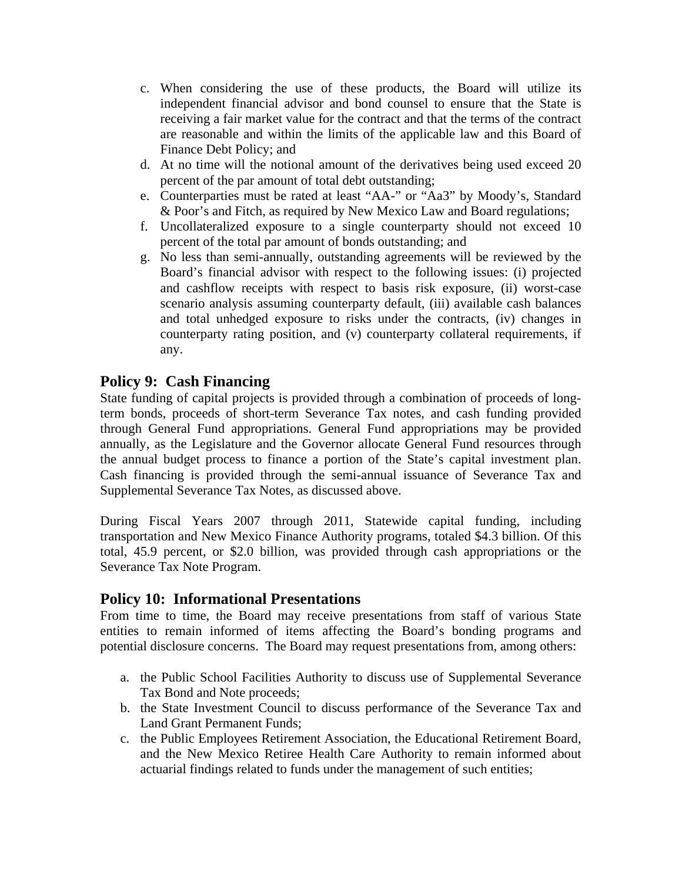c. When considering the use of these products, the Board will utilize its independent financial advisor and bond counsel to ensure that the State is receiving a fair market value for the contract and that the terms of the contract are reasonable and within the limits of the applicable law and this Board of Finance Debt Policy; and
d. At no time will the notional amount of the derivatives being used exceed 20 percent of the par amount of total debt outstanding;
e. Counterparties must be rated at least "AA-" or "Aa3" by Moody's, Standard & Poor's and Fitch, as required by New Mexico Law and Board regulations;
f. Uncollateralized exposure to a single counterparty should not exceed 10 percent of the total par amount of bonds outstanding; and
g. No less than semi-annually, outstanding agreements will be reviewed by the Board's financial advisor with respect to the following issues: (i) projected and cashflow receipts with respect to basis risk exposure, (ii) worst-case scenario analysis assuming counterparty default, (iii) available cash balances and total unhedged exposure to risks under the contracts, (iv) changes in counterparty rating position, and (v) counterparty collateral requirements, if any.

## Policy 9: Cash Financing

State funding of capital projects is provided through a combination of proceeds of long-term bonds, proceeds of short-term Severance Tax notes, and cash funding provided through General Fund appropriations. General Fund appropriations may be provided annually, as the Legislature and the Governor allocate General Fund resources through the annual budget process to finance a portion of the State's capital investment plan. Cash financing is provided through the semi-annual issuance of Severance Tax and Supplemental Severance Tax Notes, as discussed above.

During Fiscal Years 2007 through 2011, Statewide capital funding, including transportation and New Mexico Finance Authority programs, totaled $4.3 billion. Of this total, 45.9 percent, or $2.0 billion, was provided through cash appropriations or the Severance Tax Note Program.

## Policy 10: Informational Presentations

From time to time, the Board may receive presentations from staff of various State entities to remain informed of items affecting the Board's bonding programs and potential disclosure concerns. The Board may request presentations from, among others:

a. the Public School Facilities Authority to discuss use of Supplemental Severance Tax Bond and Note proceeds;
b. the State Investment Council to discuss performance of the Severance Tax and Land Grant Permanent Funds;
c. the Public Employees Retirement Association, the Educational Retirement Board, and the New Mexico Retiree Health Care Authority to remain informed about actuarial findings related to funds under the management of such entities;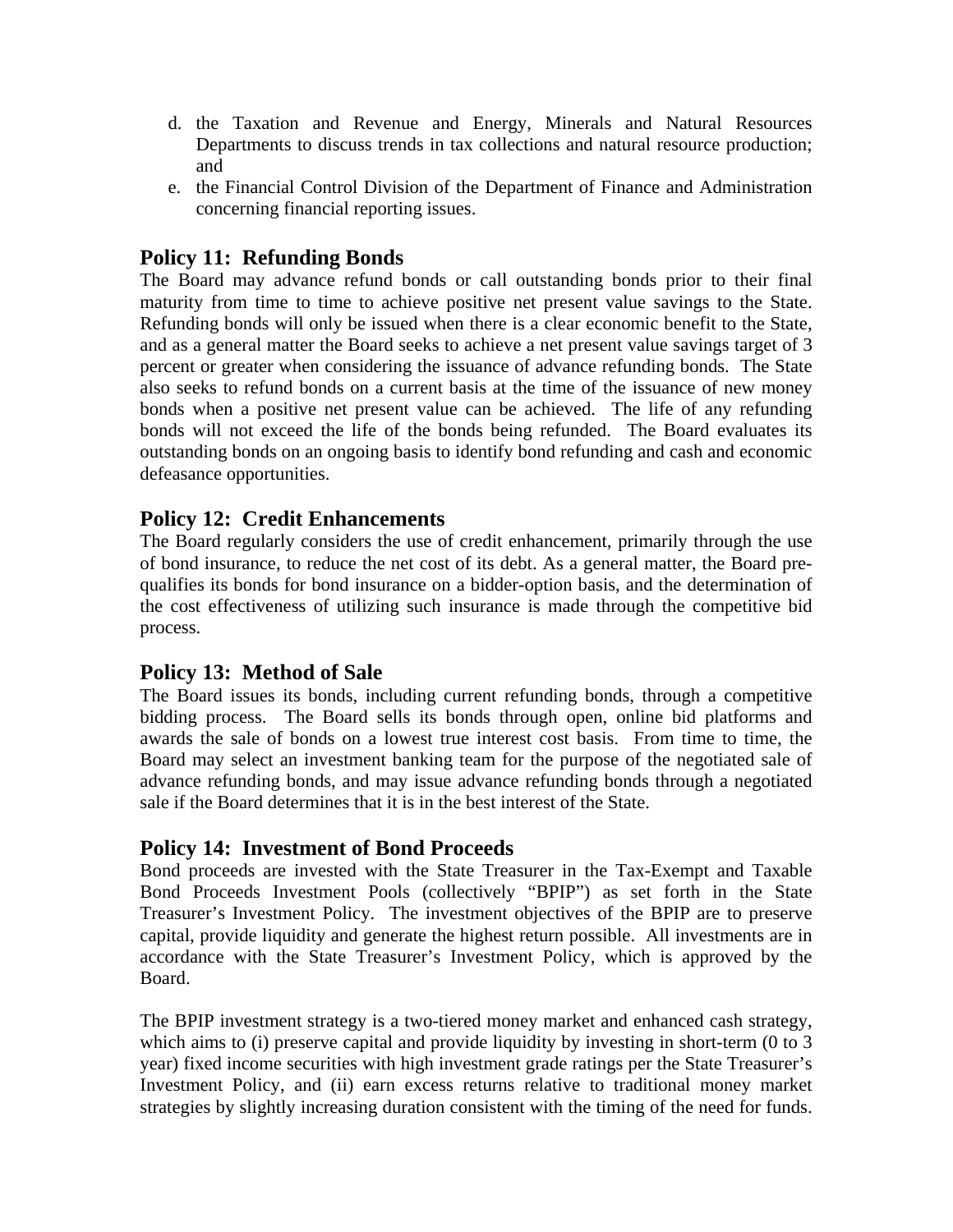d. the Taxation and Revenue and Energy, Minerals and Natural Resources Departments to discuss trends in tax collections and natural resource production; and
e. the Financial Control Division of the Department of Finance and Administration concerning financial reporting issues.

## Policy 11: Refunding Bonds

The Board may advance refund bonds or call outstanding bonds prior to their final maturity from time to time to achieve positive net present value savings to the State. Refunding bonds will only be issued when there is a clear economic benefit to the State, and as a general matter the Board seeks to achieve a net present value savings target of 3 percent or greater when considering the issuance of advance refunding bonds. The State also seeks to refund bonds on a current basis at the time of the issuance of new money bonds when a positive net present value can be achieved. The life of any refunding bonds will not exceed the life of the bonds being refunded. The Board evaluates its outstanding bonds on an ongoing basis to identify bond refunding and cash and economic defeasance opportunities.

## Policy 12: Credit Enhancements

The Board regularly considers the use of credit enhancement, primarily through the use of bond insurance, to reduce the net cost of its debt. As a general matter, the Board pre-qualifies its bonds for bond insurance on a bidder-option basis, and the determination of the cost effectiveness of utilizing such insurance is made through the competitive bid process.

## Policy 13: Method of Sale

The Board issues its bonds, including current refunding bonds, through a competitive bidding process. The Board sells its bonds through open, online bid platforms and awards the sale of bonds on a lowest true interest cost basis. From time to time, the Board may select an investment banking team for the purpose of the negotiated sale of advance refunding bonds, and may issue advance refunding bonds through a negotiated sale if the Board determines that it is in the best interest of the State.

## Policy 14: Investment of Bond Proceeds

Bond proceeds are invested with the State Treasurer in the Tax-Exempt and Taxable Bond Proceeds Investment Pools (collectively "BPIP") as set forth in the State Treasurer's Investment Policy. The investment objectives of the BPIP are to preserve capital, provide liquidity and generate the highest return possible. All investments are in accordance with the State Treasurer's Investment Policy, which is approved by the Board.

The BPIP investment strategy is a two-tiered money market and enhanced cash strategy, which aims to (i) preserve capital and provide liquidity by investing in short-term (0 to 3 year) fixed income securities with high investment grade ratings per the State Treasurer's Investment Policy, and (ii) earn excess returns relative to traditional money market strategies by slightly increasing duration consistent with the timing of the need for funds.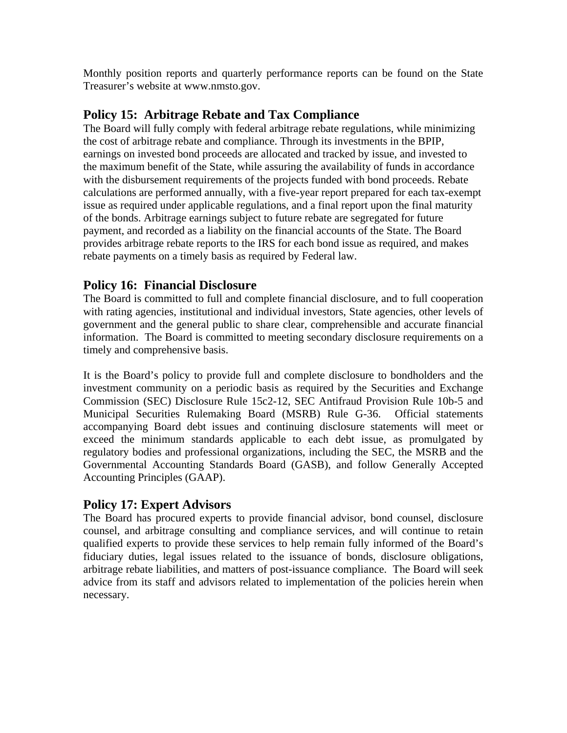Monthly position reports and quarterly performance reports can be found on the State Treasurer's website at www.nmsto.gov.

## Policy 15: Arbitrage Rebate and Tax Compliance

The Board will fully comply with federal arbitrage rebate regulations, while minimizing the cost of arbitrage rebate and compliance. Through its investments in the BPIP, earnings on invested bond proceeds are allocated and tracked by issue, and invested to the maximum benefit of the State, while assuring the availability of funds in accordance with the disbursement requirements of the projects funded with bond proceeds. Rebate calculations are performed annually, with a five-year report prepared for each tax-exempt issue as required under applicable regulations, and a final report upon the final maturity of the bonds. Arbitrage earnings subject to future rebate are segregated for future payment, and recorded as a liability on the financial accounts of the State. The Board provides arbitrage rebate reports to the IRS for each bond issue as required, and makes rebate payments on a timely basis as required by Federal law.

## Policy 16: Financial Disclosure

The Board is committed to full and complete financial disclosure, and to full cooperation with rating agencies, institutional and individual investors, State agencies, other levels of government and the general public to share clear, comprehensible and accurate financial information. The Board is committed to meeting secondary disclosure requirements on a timely and comprehensive basis.

It is the Board's policy to provide full and complete disclosure to bondholders and the investment community on a periodic basis as required by the Securities and Exchange Commission (SEC) Disclosure Rule 15c2-12, SEC Antifraud Provision Rule 10b-5 and Municipal Securities Rulemaking Board (MSRB) Rule G-36. Official statements accompanying Board debt issues and continuing disclosure statements will meet or exceed the minimum standards applicable to each debt issue, as promulgated by regulatory bodies and professional organizations, including the SEC, the MSRB and the Governmental Accounting Standards Board (GASB), and follow Generally Accepted Accounting Principles (GAAP).

## Policy 17: Expert Advisors

The Board has procured experts to provide financial advisor, bond counsel, disclosure counsel, and arbitrage consulting and compliance services, and will continue to retain qualified experts to provide these services to help remain fully informed of the Board's fiduciary duties, legal issues related to the issuance of bonds, disclosure obligations, arbitrage rebate liabilities, and matters of post-issuance compliance. The Board will seek advice from its staff and advisors related to implementation of the policies herein when necessary.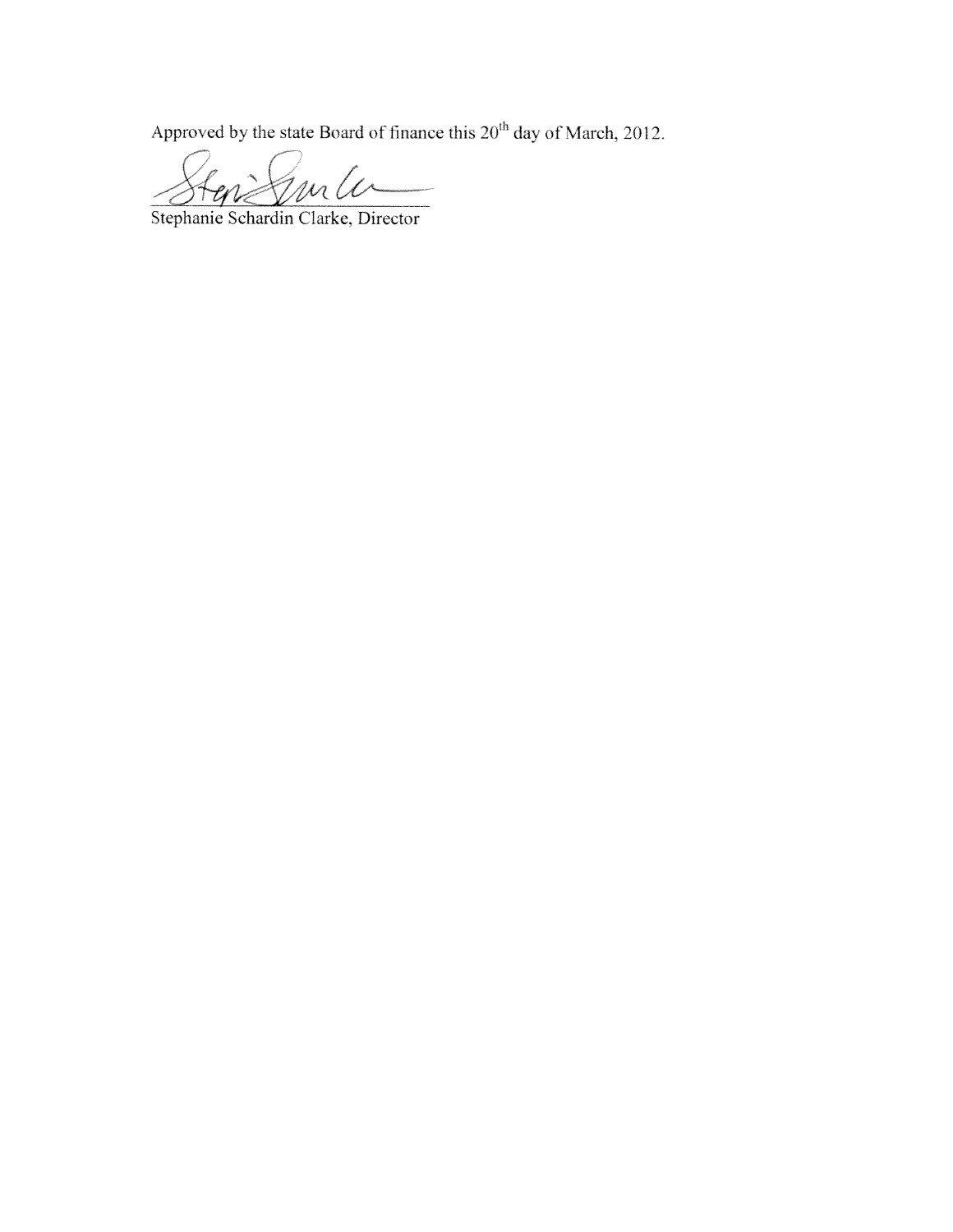Approved by the state Board of finance this 20th day of March, 2012.

Stephanie Schardin Clarke, Director